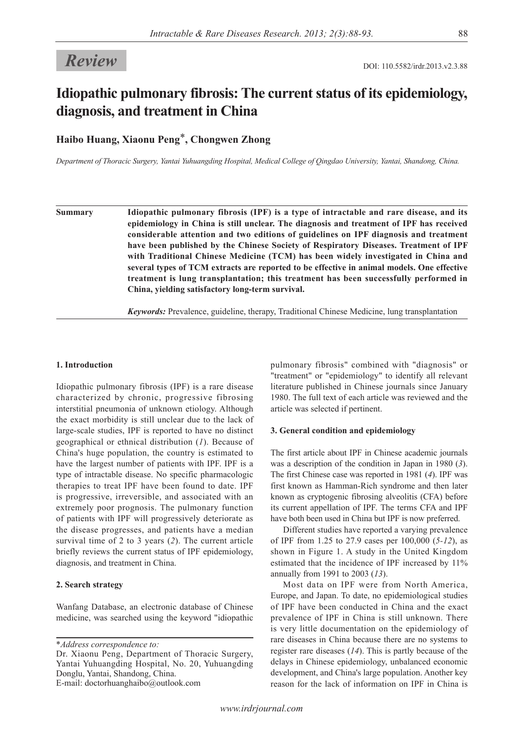*Review*

DOI: 110.5582/irdr.2013.v2.3.88

# Idiopathic pulmonary fibrosis: The current status of its epidemiology, diagnosis, and treatment in China

**Haibo Huang, Xiaonu Peng*, Chongwen Zhong**

*Department of Thoracic Surgery, Yantai Yuhuangding Hospital, Medical College of Qingdao University, Yantai, Shandong, China.*

**Summary** **Idiopathic pulmonary fibrosis (IPF) is a type of intractable and rare disease, and its epidemiology in China is still unclear. The diagnosis and treatment of IPF has received considerable attention and two editions of guidelines on IPF diagnosis and treatment have been published by the Chinese Society of Respiratory Diseases. Treatment of IPF with Traditional Chinese Medicine (TCM) has been widely investigated in China and several types of TCM extracts are reported to be effective in animal models. One effective treatment is lung transplantation; this treatment has been successfully performed in China, yielding satisfactory long-term survival.**

***Keywords:*** Prevalence, guideline, therapy, Traditional Chinese Medicine, lung transplantation

## 1. Introduction

Idiopathic pulmonary fibrosis (IPF) is a rare disease characterized by chronic, progressive fibrosing interstitial pneumonia of unknown etiology. Although the exact morbidity is still unclear due to the lack of large-scale studies, IPF is reported to have no distinct geographical or ethnical distribution (*1*). Because of China's huge population, the country is estimated to have the largest number of patients with IPF. IPF is a type of intractable disease. No specific pharmacologic therapies to treat IPF have been found to date. IPF is progressive, irreversible, and associated with an extremely poor prognosis. The pulmonary function of patients with IPF will progressively deteriorate as the disease progresses, and patients have a median survival time of 2 to 3 years (*2*). The current article briefly reviews the current status of IPF epidemiology, diagnosis, and treatment in China.

## 2. Search strategy

Wanfang Database, an electronic database of Chinese medicine, was searched using the keyword "idiopathic pulmonary fibrosis" combined with "diagnosis" or "treatment" or "epidemiology" to identify all relevant literature published in Chinese journals since January 1980. The full text of each article was reviewed and the article was selected if pertinent.

## 3. General condition and epidemiology

The first article about IPF in Chinese academic journals was a description of the condition in Japan in 1980 (*3*). The first Chinese case was reported in 1981 (*4*). IPF was first known as Hamman-Rich syndrome and then later known as cryptogenic fibrosing alveolitis (CFA) before its current appellation of IPF. The terms CFA and IPF have both been used in China but IPF is now preferred.

Different studies have reported a varying prevalence of IPF from 1.25 to 27.9 cases per 100,000 (*5-12*), as shown in Figure 1. A study in the United Kingdom estimated that the incidence of IPF increased by 11% annually from 1991 to 2003 (*13*).

Most data on IPF were from North America, Europe, and Japan. To date, no epidemiological studies of IPF have been conducted in China and the exact prevalence of IPF in China is still unknown. There is very little documentation on the epidemiology of rare diseases in China because there are no systems to register rare diseases (*14*). This is partly because of the delays in Chinese epidemiology, unbalanced economic development, and China's large population. Another key reason for the lack of information on IPF in China is

---

**Address correspondence to:*

Dr. Xiaonu Peng, Department of Thoracic Surgery, Yantai Yuhuangding Hospital, No. 20, Yuhuangding Donglu, Yantai, Shandong, China.

E-mail: doctorhuanghaibo@outlook.com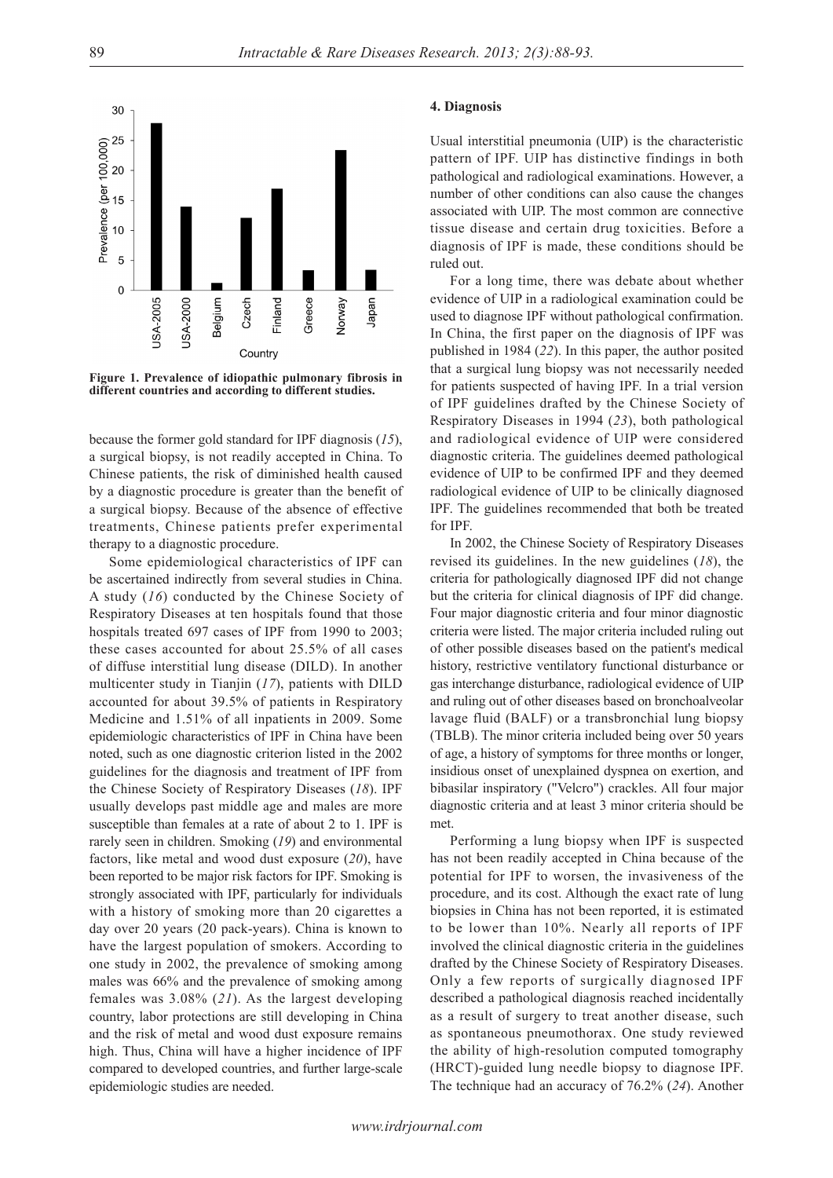30

25

20

15

10

5

0

Prevalence (per 100,000)

USA-2005

USA-2000

Belgium

Czech

Finland

Greece

Norway

Japan

Country

**Figure 1. Prevalence of idiopathic pulmonary fibrosis in different countries and according to different studies.**

because the former gold standard for IPF diagnosis (*15*), a surgical biopsy, is not readily accepted in China. To Chinese patients, the risk of diminished health caused by a diagnostic procedure is greater than the benefit of a surgical biopsy. Because of the absence of effective treatments, Chinese patients prefer experimental therapy to a diagnostic procedure.

Some epidemiological characteristics of IPF can be ascertained indirectly from several studies in China. A study (*16*) conducted by the Chinese Society of Respiratory Diseases at ten hospitals found that those hospitals treated 697 cases of IPF from 1990 to 2003; these cases accounted for about 25.5% of all cases of diffuse interstitial lung disease (DILD). In another multicenter study in Tianjin (*17*), patients with DILD accounted for about 39.5% of patients in Respiratory Medicine and 1.51% of all inpatients in 2009. Some epidemiologic characteristics of IPF in China have been noted, such as one diagnostic criterion listed in the 2002 guidelines for the diagnosis and treatment of IPF from the Chinese Society of Respiratory Diseases (*18*). IPF usually develops past middle age and males are more susceptible than females at a rate of about 2 to 1. IPF is rarely seen in children. Smoking (*19*) and environmental factors, like metal and wood dust exposure (*20*), have been reported to be major risk factors for IPF. Smoking is strongly associated with IPF, particularly for individuals with a history of smoking more than 20 cigarettes a day over 20 years (20 pack-years). China is known to have the largest population of smokers. According to one study in 2002, the prevalence of smoking among males was 66% and the prevalence of smoking among females was 3.08% (*21*). As the largest developing country, labor protections are still developing in China and the risk of metal and wood dust exposure remains high. Thus, China will have a higher incidence of IPF compared to developed countries, and further large-scale epidemiologic studies are needed.

#### 4. Diagnosis

Usual interstitial pneumonia (UIP) is the characteristic pattern of IPF. UIP has distinctive findings in both pathological and radiological examinations. However, a number of other conditions can also cause the changes associated with UIP. The most common are connective tissue disease and certain drug toxicities. Before a diagnosis of IPF is made, these conditions should be ruled out.

For a long time, there was debate about whether evidence of UIP in a radiological examination could be used to diagnose IPF without pathological confirmation. In China, the first paper on the diagnosis of IPF was published in 1984 (*22*). In this paper, the author posited that a surgical lung biopsy was not necessarily needed for patients suspected of having IPF. In a trial version of IPF guidelines drafted by the Chinese Society of Respiratory Diseases in 1994 (*23*), both pathological and radiological evidence of UIP were considered diagnostic criteria. The guidelines deemed pathological evidence of UIP to be confirmed IPF and they deemed radiological evidence of UIP to be clinically diagnosed IPF. The guidelines recommended that both be treated for IPF.

In 2002, the Chinese Society of Respiratory Diseases revised its guidelines. In the new guidelines (*18*), the criteria for pathologically diagnosed IPF did not change but the criteria for clinical diagnosis of IPF did change. Four major diagnostic criteria and four minor diagnostic criteria were listed. The major criteria included ruling out of other possible diseases based on the patient's medical history, restrictive ventilatory functional disturbance or gas interchange disturbance, radiological evidence of UIP and ruling out of other diseases based on bronchoalveolar lavage fluid (BALF) or a transbronchial lung biopsy (TBLB). The minor criteria included being over 50 years of age, a history of symptoms for three months or longer, insidious onset of unexplained dyspnea on exertion, and bibasilar inspiratory ("Velcro") crackles. All four major diagnostic criteria and at least 3 minor criteria should be met.

Performing a lung biopsy when IPF is suspected has not been readily accepted in China because of the potential for IPF to worsen, the invasiveness of the procedure, and its cost. Although the exact rate of lung biopsies in China has not been reported, it is estimated to be lower than 10%. Nearly all reports of IPF involved the clinical diagnostic criteria in the guidelines drafted by the Chinese Society of Respiratory Diseases. Only a few reports of surgically diagnosed IPF described a pathological diagnosis reached incidentally as a result of surgery to treat another disease, such as spontaneous pneumothorax. One study reviewed the ability of high-resolution computed tomography (HRCT)-guided lung needle biopsy to diagnose IPF. The technique had an accuracy of 76.2% (*24*). Another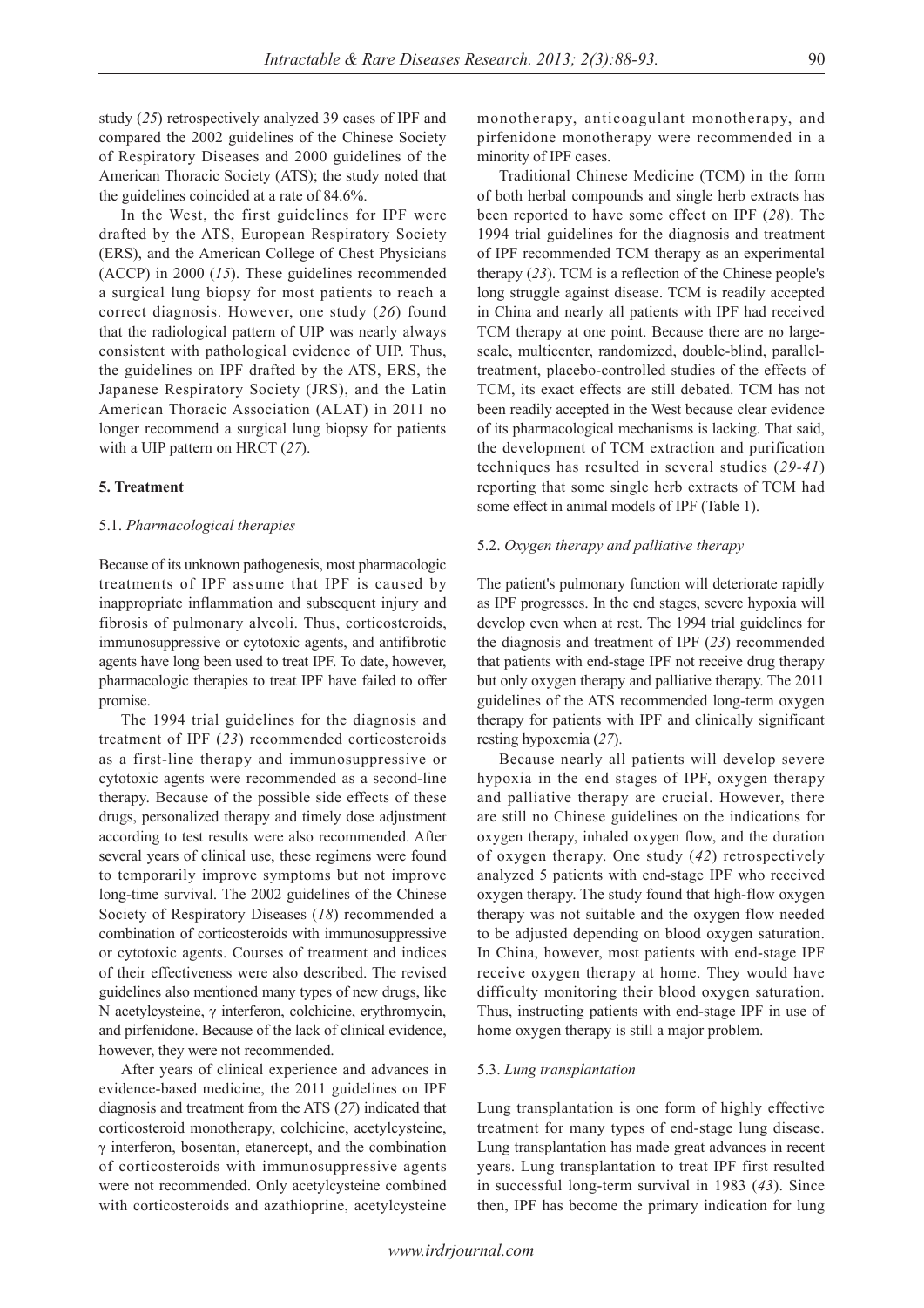study (*25*) retrospectively analyzed 39 cases of IPF and compared the 2002 guidelines of the Chinese Society of Respiratory Diseases and 2000 guidelines of the American Thoracic Society (ATS); the study noted that the guidelines coincided at a rate of 84.6%.

In the West, the first guidelines for IPF were drafted by the ATS, European Respiratory Society (ERS), and the American College of Chest Physicians (ACCP) in 2000 (*15*). These guidelines recommended a surgical lung biopsy for most patients to reach a correct diagnosis. However, one study (*26*) found that the radiological pattern of UIP was nearly always consistent with pathological evidence of UIP. Thus, the guidelines on IPF drafted by the ATS, ERS, the Japanese Respiratory Society (JRS), and the Latin American Thoracic Association (ALAT) in 2011 no longer recommend a surgical lung biopsy for patients with a UIP pattern on HRCT (*27*).

## 5. Treatment

### 5.1. *Pharmacological therapies*

Because of its unknown pathogenesis, most pharmacologic treatments of IPF assume that IPF is caused by inappropriate inflammation and subsequent injury and fibrosis of pulmonary alveoli. Thus, corticosteroids, immunosuppressive or cytotoxic agents, and antifibrotic agents have long been used to treat IPF. To date, however, pharmacologic therapies to treat IPF have failed to offer promise.

The 1994 trial guidelines for the diagnosis and treatment of IPF (*23*) recommended corticosteroids as a first-line therapy and immunosuppressive or cytotoxic agents were recommended as a second-line therapy. Because of the possible side effects of these drugs, personalized therapy and timely dose adjustment according to test results were also recommended. After several years of clinical use, these regimens were found to temporarily improve symptoms but not improve long-time survival. The 2002 guidelines of the Chinese Society of Respiratory Diseases (*18*) recommended a combination of corticosteroids with immunosuppressive or cytotoxic agents. Courses of treatment and indices of their effectiveness were also described. The revised guidelines also mentioned many types of new drugs, like N acetylcysteine, γ interferon, colchicine, erythromycin, and pirfenidone. Because of the lack of clinical evidence, however, they were not recommended.

After years of clinical experience and advances in evidence-based medicine, the 2011 guidelines on IPF diagnosis and treatment from the ATS (*27*) indicated that corticosteroid monotherapy, colchicine, acetylcysteine, γ interferon, bosentan, etanercept, and the combination of corticosteroids with immunosuppressive agents were not recommended. Only acetylcysteine combined with corticosteroids and azathioprine, acetylcysteine monotherapy, anticoagulant monotherapy, and pirfenidone monotherapy were recommended in a minority of IPF cases.

Traditional Chinese Medicine (TCM) in the form of both herbal compounds and single herb extracts has been reported to have some effect on IPF (*28*). The 1994 trial guidelines for the diagnosis and treatment of IPF recommended TCM therapy as an experimental therapy (*23*). TCM is a reflection of the Chinese people's long struggle against disease. TCM is readily accepted in China and nearly all patients with IPF had received TCM therapy at one point. Because there are no large-scale, multicenter, randomized, double-blind, parallel-treatment, placebo-controlled studies of the effects of TCM, its exact effects are still debated. TCM has not been readily accepted in the West because clear evidence of its pharmacological mechanisms is lacking. That said, the development of TCM extraction and purification techniques has resulted in several studies (*29-41*) reporting that some single herb extracts of TCM had some effect in animal models of IPF (Table 1).

### 5.2. *Oxygen therapy and palliative therapy*

The patient's pulmonary function will deteriorate rapidly as IPF progresses. In the end stages, severe hypoxia will develop even when at rest. The 1994 trial guidelines for the diagnosis and treatment of IPF (*23*) recommended that patients with end-stage IPF not receive drug therapy but only oxygen therapy and palliative therapy. The 2011 guidelines of the ATS recommended long-term oxygen therapy for patients with IPF and clinically significant resting hypoxemia (*27*).

Because nearly all patients will develop severe hypoxia in the end stages of IPF, oxygen therapy and palliative therapy are crucial. However, there are still no Chinese guidelines on the indications for oxygen therapy, inhaled oxygen flow, and the duration of oxygen therapy. One study (*42*) retrospectively analyzed 5 patients with end-stage IPF who received oxygen therapy. The study found that high-flow oxygen therapy was not suitable and the oxygen flow needed to be adjusted depending on blood oxygen saturation. In China, however, most patients with end-stage IPF receive oxygen therapy at home. They would have difficulty monitoring their blood oxygen saturation. Thus, instructing patients with end-stage IPF in use of home oxygen therapy is still a major problem.

### 5.3. *Lung transplantation*

Lung transplantation is one form of highly effective treatment for many types of end-stage lung disease. Lung transplantation has made great advances in recent years. Lung transplantation to treat IPF first resulted in successful long-term survival in 1983 (*43*). Since then, IPF has become the primary indication for lung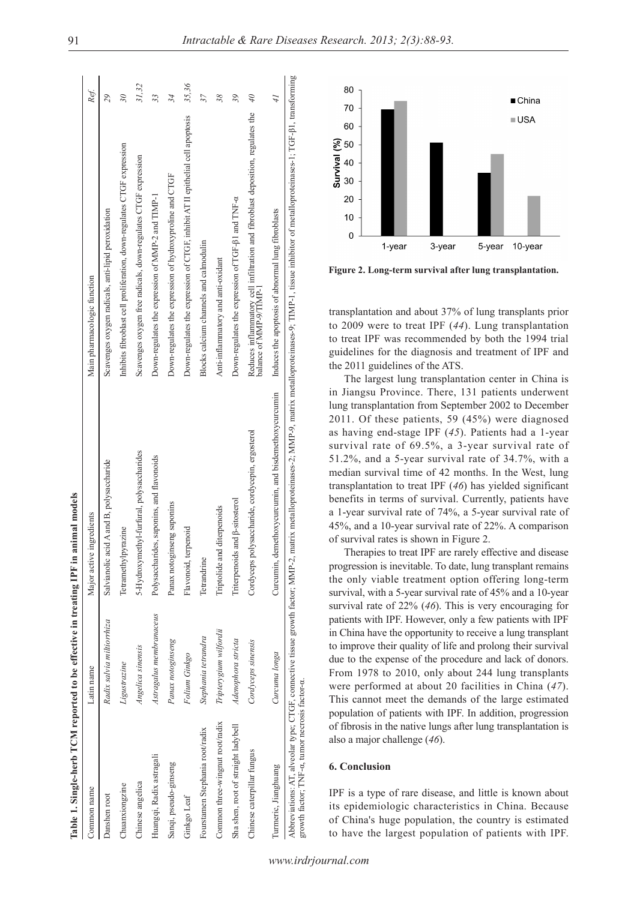**Table 1. Single-herb TCM reported to be effective in treating IPF in animal models**

| Common name | Latin name | Major active ingredients | Main pharmacologic function | Ref. |
|---|---|---|---|---|
| Danshen root | *Radix salvia miltiorrhiza* | Salvianolic acid A and B, polysaccharide | Scavenges oxygen radicals, anti-lipid peroxidation | *29* |
| Chuanxiongzine | *Ligustrazine* | Tetramethylpyrazine | Inhibits fibroblast cell proliferation, down-regulates CTGF expression | *30* |
| Chinese angelica | *Angelica sinensis* | 5-Hydroxymethyl-furfural, polysaccharides | Scavenges oxygen free radicals, down-regulates CTGF expression | *31,32* |
| Huangqi, Radix astragali | *Astragalus membranaceus* | Polysaccharides, saponins, and flavonoids | Down-regulates the expression of MMP-2 and TIMP-1 | *33* |
| Sanqi, pseudo-ginseng | *Panax notoginseng* | Panax notoginseng saponins | Down-regulates the expression of hydroxyproline and CTGF | *34* |
| Ginkgo Leaf | *Folium Ginkgo* | Flavonoid, terpenoid | Down-regulates the expression of CTGF, inhibit AT II epithelial cell apoptosis | *35,36* |
| Fourstamen Stephania root/radix | *Stephania tetrandra* | Tetrandrine | Blocks calcium channels and calmodulin | *37* |
| Common three-wingnut root/radix | *Tripterygium wilfordii* | Triptolide and diterpenoids | Anti-inflammatory and anti-oxidant | *38* |
| Sha shen, root of straight ladybell | *Adenophora stricta* | Triterpenoids and β-sitosterol | Down-regulates the expression of TGF-β1 and TNF-α | *39* |
| Chinese caterpillar fungus | *Cordyceps sinensis* | Cordyceps polysaccharide, cordycepin, ergosterol | Reduces inflammatory cell infiltration and fibroblast deposition, regulates the balance of MMP-9/TIMP-1 | *40* |
| Turmeric, Jianghuang | *Curcuma longa* | Curcumin, demethoxycurcumin, and bisdemethoxycurcumin | Induces the apoptosis of abnormal lung fibroblasts | *41* |

Abbreviations: AT, alveolar type; CTGF, connective tissue growth factor; MMP-2, matrix metalloproteinases-2; MMP-9, matrix metalloproteinases-9; TIMP-1, tissue inhibitor of metalloproteinases-1; TGF-β1, transforming growth factor; TNF-α, tumor necrosis factor-α.

**Figure 2. Long-term survival after lung transplantation.**

transplantation and about 37% of lung transplants prior to 2009 were to treat IPF (*44*). Lung transplantation to treat IPF was recommended by both the 1994 trial guidelines for the diagnosis and treatment of IPF and the 2011 guidelines of the ATS.

The largest lung transplantation center in China is in Jiangsu Province. There, 131 patients underwent lung transplantation from September 2002 to December 2011. Of these patients, 59 (45%) were diagnosed as having end-stage IPF (*45*). Patients had a 1-year survival rate of 69.5%, a 3-year survival rate of 51.2%, and a 5-year survival rate of 34.7%, with a median survival time of 42 months. In the West, lung transplantation to treat IPF (*46*) has yielded significant benefits in terms of survival. Currently, patients have a 1-year survival rate of 74%, a 5-year survival rate of 45%, and a 10-year survival rate of 22%. A comparison of survival rates is shown in Figure 2.

Therapies to treat IPF are rarely effective and disease progression is inevitable. To date, lung transplant remains the only viable treatment option offering long-term survival, with a 5-year survival rate of 45% and a 10-year survival rate of 22% (*46*). This is very encouraging for patients with IPF. However, only a few patients with IPF in China have the opportunity to receive a lung transplant to improve their quality of life and prolong their survival due to the expense of the procedure and lack of donors. From 1978 to 2010, only about 244 lung transplants were performed at about 20 facilities in China (*47*). This cannot meet the demands of the large estimated population of patients with IPF. In addition, progression of fibrosis in the native lungs after lung transplantation is also a major challenge (*46*).

## 6. Conclusion

IPF is a type of rare disease, and little is known about its epidemiologic characteristics in China. Because of China's huge population, the country is estimated to have the largest population of patients with IPF.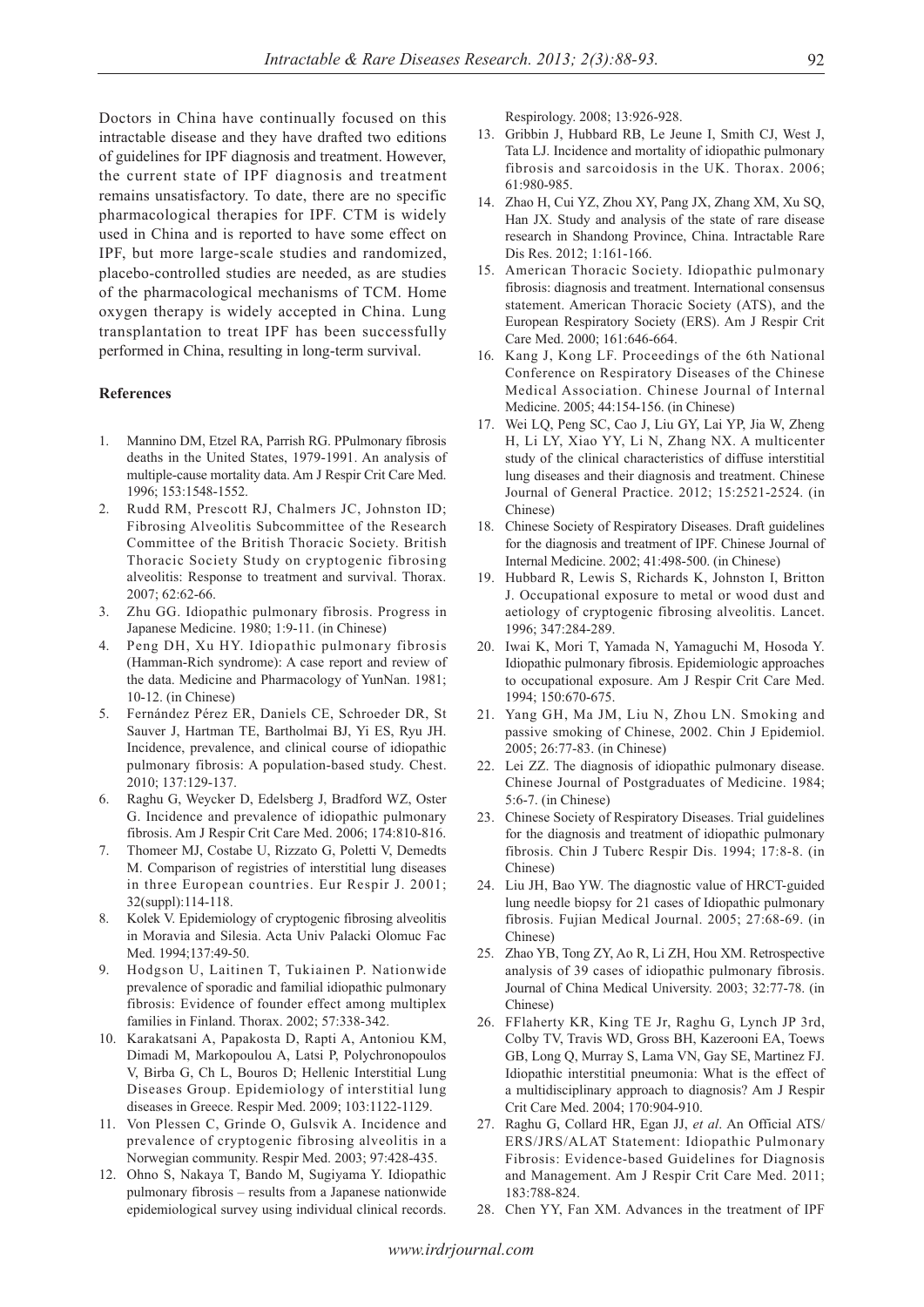Doctors in China have continually focused on this intractable disease and they have drafted two editions of guidelines for IPF diagnosis and treatment. However, the current state of IPF diagnosis and treatment remains unsatisfactory. To date, there are no specific pharmacological therapies for IPF. CTM is widely used in China and is reported to have some effect on IPF, but more large-scale studies and randomized, placebo-controlled studies are needed, as are studies of the pharmacological mechanisms of TCM. Home oxygen therapy is widely accepted in China. Lung transplantation to treat IPF has been successfully performed in China, resulting in long-term survival.

## References

1. Mannino DM, Etzel RA, Parrish RG. PPulmonary fibrosis deaths in the United States, 1979-1991. An analysis of multiple-cause mortality data. Am J Respir Crit Care Med. 1996; 153:1548-1552.
2. Rudd RM, Prescott RJ, Chalmers JC, Johnston ID; Fibrosing Alveolitis Subcommittee of the Research Committee of the British Thoracic Society. British Thoracic Society Study on cryptogenic fibrosing alveolitis: Response to treatment and survival. Thorax. 2007; 62:62-66.
3. Zhu GG. Idiopathic pulmonary fibrosis. Progress in Japanese Medicine. 1980; 1:9-11. (in Chinese)
4. Peng DH, Xu HY. Idiopathic pulmonary fibrosis (Hamman-Rich syndrome): A case report and review of the data. Medicine and Pharmacology of YunNan. 1981; 10-12. (in Chinese)
5. Fernández Pérez ER, Daniels CE, Schroeder DR, St Sauver J, Hartman TE, Bartholmai BJ, Yi ES, Ryu JH. Incidence, prevalence, and clinical course of idiopathic pulmonary fibrosis: A population-based study. Chest. 2010; 137:129-137.
6. Raghu G, Weycker D, Edelsberg J, Bradford WZ, Oster G. Incidence and prevalence of idiopathic pulmonary fibrosis. Am J Respir Crit Care Med. 2006; 174:810-816.
7. Thomeer MJ, Costabe U, Rizzato G, Poletti V, Demedts M. Comparison of registries of interstitial lung diseases in three European countries. Eur Respir J. 2001; 32(suppl):114-118.
8. Kolek V. Epidemiology of cryptogenic fibrosing alveolitis in Moravia and Silesia. Acta Univ Palacki Olomuc Fac Med. 1994;137:49-50.
9. Hodgson U, Laitinen T, Tukiainen P. Nationwide prevalence of sporadic and familial idiopathic pulmonary fibrosis: Evidence of founder effect among multiplex families in Finland. Thorax. 2002; 57:338-342.
10. Karakatsani A, Papakosta D, Rapti A, Antoniou KM, Dimadi M, Markopoulou A, Latsi P, Polychronopoulos V, Birba G, Ch L, Bouros D; Hellenic Interstitial Lung Diseases Group. Epidemiology of interstitial lung diseases in Greece. Respir Med. 2009; 103:1122-1129.
11. Von Plessen C, Grinde O, Gulsvik A. Incidence and prevalence of cryptogenic fibrosing alveolitis in a Norwegian community. Respir Med. 2003; 97:428-435.
12. Ohno S, Nakaya T, Bando M, Sugiyama Y. Idiopathic pulmonary fibrosis – results from a Japanese nationwide epidemiological survey using individual clinical records. Respirology. 2008; 13:926-928.
13. Gribbin J, Hubbard RB, Le Jeune I, Smith CJ, West J, Tata LJ. Incidence and mortality of idiopathic pulmonary fibrosis and sarcoidosis in the UK. Thorax. 2006; 61:980-985.
14. Zhao H, Cui YZ, Zhou XY, Pang JX, Zhang XM, Xu SQ, Han JX. Study and analysis of the state of rare disease research in Shandong Province, China. Intractable Rare Dis Res. 2012; 1:161-166.
15. American Thoracic Society. Idiopathic pulmonary fibrosis: diagnosis and treatment. International consensus statement. American Thoracic Society (ATS), and the European Respiratory Society (ERS). Am J Respir Crit Care Med. 2000; 161:646-664.
16. Kang J, Kong LF. Proceedings of the 6th National Conference on Respiratory Diseases of the Chinese Medical Association. Chinese Journal of Internal Medicine. 2005; 44:154-156. (in Chinese)
17. Wei LQ, Peng SC, Cao J, Liu GY, Lai YP, Jia W, Zheng H, Li LY, Xiao YY, Li N, Zhang NX. A multicenter study of the clinical characteristics of diffuse interstitial lung diseases and their diagnosis and treatment. Chinese Journal of General Practice. 2012; 15:2521-2524. (in Chinese)
18. Chinese Society of Respiratory Diseases. Draft guidelines for the diagnosis and treatment of IPF. Chinese Journal of Internal Medicine. 2002; 41:498-500. (in Chinese)
19. Hubbard R, Lewis S, Richards K, Johnston I, Britton J. Occupational exposure to metal or wood dust and aetiology of cryptogenic fibrosing alveolitis. Lancet. 1996; 347:284-289.
20. Iwai K, Mori T, Yamada N, Yamaguchi M, Hosoda Y. Idiopathic pulmonary fibrosis. Epidemiologic approaches to occupational exposure. Am J Respir Crit Care Med. 1994; 150:670-675.
21. Yang GH, Ma JM, Liu N, Zhou LN. Smoking and passive smoking of Chinese, 2002. Chin J Epidemiol. 2005; 26:77-83. (in Chinese)
22. Lei ZZ. The diagnosis of idiopathic pulmonary disease. Chinese Journal of Postgraduates of Medicine. 1984; 5:6-7. (in Chinese)
23. Chinese Society of Respiratory Diseases. Trial guidelines for the diagnosis and treatment of idiopathic pulmonary fibrosis. Chin J Tuberc Respir Dis. 1994; 17:8-8. (in Chinese)
24. Liu JH, Bao YW. The diagnostic value of HRCT-guided lung needle biopsy for 21 cases of Idiopathic pulmonary fibrosis. Fujian Medical Journal. 2005; 27:68-69. (in Chinese)
25. Zhao YB, Tong ZY, Ao R, Li ZH, Hou XM. Retrospective analysis of 39 cases of idiopathic pulmonary fibrosis. Journal of China Medical University. 2003; 32:77-78. (in Chinese)
26. FFlaherty KR, King TE Jr, Raghu G, Lynch JP 3rd, Colby TV, Travis WD, Gross BH, Kazerooni EA, Toews GB, Long Q, Murray S, Lama VN, Gay SE, Martinez FJ. Idiopathic interstitial pneumonia: What is the effect of a multidisciplinary approach to diagnosis? Am J Respir Crit Care Med. 2004; 170:904-910.
27. Raghu G, Collard HR, Egan JJ, *et al*. An Official ATS/ERS/JRS/ALAT Statement: Idiopathic Pulmonary Fibrosis: Evidence-based Guidelines for Diagnosis and Management. Am J Respir Crit Care Med. 2011; 183:788-824.
28. Chen YY, Fan XM. Advances in the treatment of IPF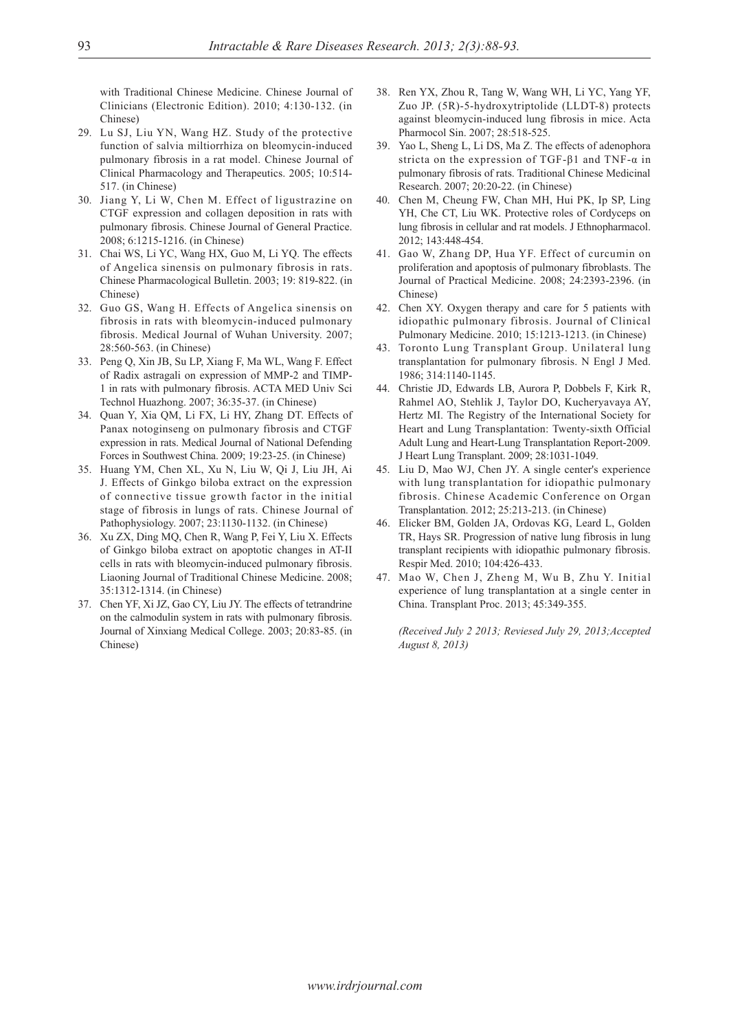with Traditional Chinese Medicine. Chinese Journal of Clinicians (Electronic Edition). 2010; 4:130-132. (in Chinese)

29. Lu SJ, Liu YN, Wang HZ. Study of the protective function of salvia miltiorrhiza on bleomycin-induced pulmonary fibrosis in a rat model. Chinese Journal of Clinical Pharmacology and Therapeutics. 2005; 10:514-517. (in Chinese)
30. Jiang Y, Li W, Chen M. Effect of ligustrazine on CTGF expression and collagen deposition in rats with pulmonary fibrosis. Chinese Journal of General Practice. 2008; 6:1215-1216. (in Chinese)
31. Chai WS, Li YC, Wang HX, Guo M, Li YQ. The effects of Angelica sinensis on pulmonary fibrosis in rats. Chinese Pharmacological Bulletin. 2003; 19: 819-822. (in Chinese)
32. Guo GS, Wang H. Effects of Angelica sinensis on fibrosis in rats with bleomycin-induced pulmonary fibrosis. Medical Journal of Wuhan University. 2007; 28:560-563. (in Chinese)
33. Peng Q, Xin JB, Su LP, Xiang F, Ma WL, Wang F. Effect of Radix astragali on expression of MMP-2 and TIMP-1 in rats with pulmonary fibrosis. ACTA MED Univ Sci Technol Huazhong. 2007; 36:35-37. (in Chinese)
34. Quan Y, Xia QM, Li FX, Li HY, Zhang DT. Effects of Panax notoginseng on pulmonary fibrosis and CTGF expression in rats. Medical Journal of National Defending Forces in Southwest China. 2009; 19:23-25. (in Chinese)
35. Huang YM, Chen XL, Xu N, Liu W, Qi J, Liu JH, Ai J. Effects of Ginkgo biloba extract on the expression of connective tissue growth factor in the initial stage of fibrosis in lungs of rats. Chinese Journal of Pathophysiology. 2007; 23:1130-1132. (in Chinese)
36. Xu ZX, Ding MQ, Chen R, Wang P, Fei Y, Liu X. Effects of Ginkgo biloba extract on apoptotic changes in AT-II cells in rats with bleomycin-induced pulmonary fibrosis. Liaoning Journal of Traditional Chinese Medicine. 2008; 35:1312-1314. (in Chinese)
37. Chen YF, Xi JZ, Gao CY, Liu JY. The effects of tetrandrine on the calmodulin system in rats with pulmonary fibrosis. Journal of Xinxiang Medical College. 2003; 20:83-85. (in Chinese)
38. Ren YX, Zhou R, Tang W, Wang WH, Li YC, Yang YF, Zuo JP. (5R)-5-hydroxytriptolide (LLDT-8) protects against bleomycin-induced lung fibrosis in mice. Acta Pharmocol Sin. 2007; 28:518-525.
39. Yao L, Sheng L, Li DS, Ma Z. The effects of adenophora stricta on the expression of TGF-$\beta$1 and TNF-$\alpha$ in pulmonary fibrosis of rats. Traditional Chinese Medicinal Research. 2007; 20:20-22. (in Chinese)
40. Chen M, Cheung FW, Chan MH, Hui PK, Ip SP, Ling YH, Che CT, Liu WK. Protective roles of Cordyceps on lung fibrosis in cellular and rat models. J Ethnopharmacol. 2012; 143:448-454.
41. Gao W, Zhang DP, Hua YF. Effect of curcumin on proliferation and apoptosis of pulmonary fibroblasts. The Journal of Practical Medicine. 2008; 24:2393-2396. (in Chinese)
42. Chen XY. Oxygen therapy and care for 5 patients with idiopathic pulmonary fibrosis. Journal of Clinical Pulmonary Medicine. 2010; 15:1213-1213. (in Chinese)
43. Toronto Lung Transplant Group. Unilateral lung transplantation for pulmonary fibrosis. N Engl J Med. 1986; 314:1140-1145.
44. Christie JD, Edwards LB, Aurora P, Dobbels F, Kirk R, Rahmel AO, Stehlik J, Taylor DO, Kucheryavaya AY, Hertz MI. The Registry of the International Society for Heart and Lung Transplantation: Twenty-sixth Official Adult Lung and Heart-Lung Transplantation Report-2009. J Heart Lung Transplant. 2009; 28:1031-1049.
45. Liu D, Mao WJ, Chen JY. A single center's experience with lung transplantation for idiopathic pulmonary fibrosis. Chinese Academic Conference on Organ Transplantation. 2012; 25:213-213. (in Chinese)
46. Elicker BM, Golden JA, Ordovas KG, Leard L, Golden TR, Hays SR. Progression of native lung fibrosis in lung transplant recipients with idiopathic pulmonary fibrosis. Respir Med. 2010; 104:426-433.
47. Mao W, Chen J, Zheng M, Wu B, Zhu Y. Initial experience of lung transplantation at a single center in China. Transplant Proc. 2013; 45:349-355.

*(Received July 2 2013; Reviesed July 29, 2013;Accepted August 8, 2013)*